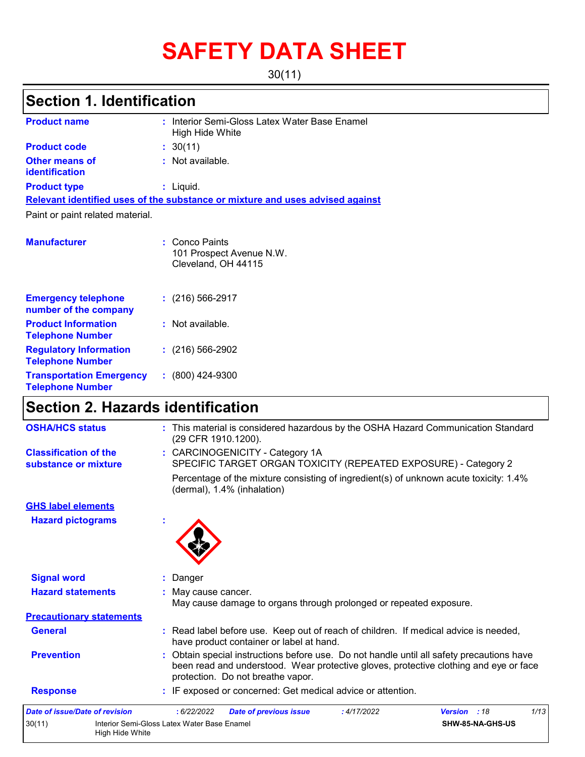# SAFETY DATA SHEET

30(11)

## Section 1. Identification

**Product name** : Interior Semi-Gloss Latex Water Base Enamel High Hide White

**Product code** : 30(11)

**Other means of identification** : Not available.

**Product type** : Liquid.

**Relevant identified uses of the substance or mixture and uses advised against**

Paint or paint related material.

**Manufacturer** : Conco Paints
101 Prospect Avenue N.W.
Cleveland, OH 44115

**Emergency telephone number of the company** : (216) 566-2917

**Product Information Telephone Number** : Not available.

**Regulatory Information Telephone Number** : (216) 566-2902

**Transportation Emergency Telephone Number** : (800) 424-9300

## Section 2. Hazards identification

**OSHA/HCS status** : This material is considered hazardous by the OSHA Hazard Communication Standard (29 CFR 1910.1200).

**Classification of the substance or mixture** : CARCINOGENICITY - Category 1A
SPECIFIC TARGET ORGAN TOXICITY (REPEATED EXPOSURE) - Category 2

Percentage of the mixture consisting of ingredient(s) of unknown acute toxicity: 1.4% (dermal), 1.4% (inhalation)

**GHS label elements**

**Hazard pictograms** :

**Signal word** : Danger

**Hazard statements** : May cause cancer.
May cause damage to organs through prolonged or repeated exposure.

**Precautionary statements**

**General** : Read label before use. Keep out of reach of children. If medical advice is needed, have product container or label at hand.

**Prevention** : Obtain special instructions before use. Do not handle until all safety precautions have been read and understood. Wear protective gloves, protective clothing and eye or face protection. Do not breathe vapor.

**Response** : IF exposed or concerned: Get medical advice or attention.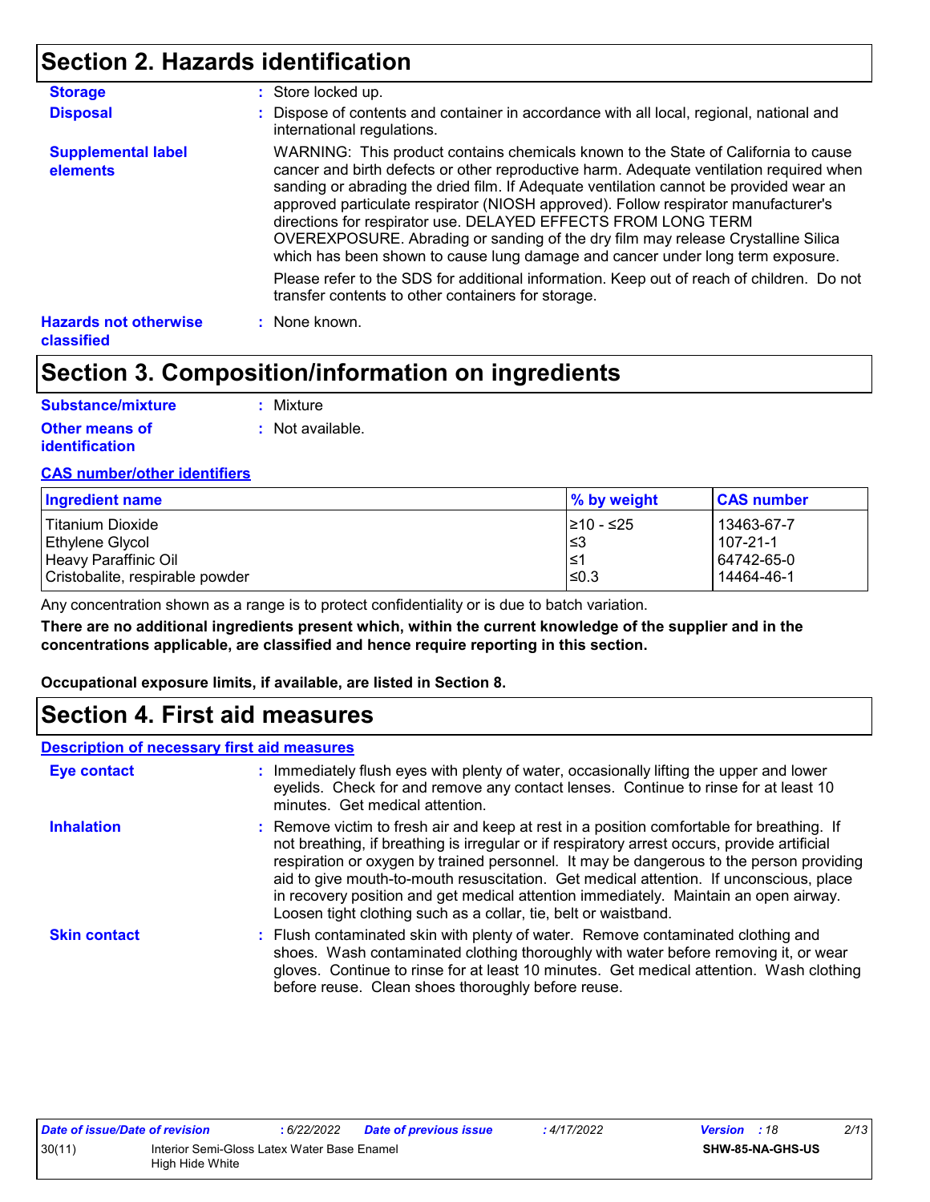## Section 2. Hazards identification

**Storage** : Store locked up.

**Disposal** : Dispose of contents and container in accordance with all local, regional, national and international regulations.

**Supplemental label elements**

WARNING: This product contains chemicals known to the State of California to cause cancer and birth defects or other reproductive harm. Adequate ventilation required when sanding or abrading the dried film. If Adequate ventilation cannot be provided wear an approved particulate respirator (NIOSH approved). Follow respirator manufacturer's directions for respirator use. DELAYED EFFECTS FROM LONG TERM OVEREXPOSURE. Abrading or sanding of the dry film may release Crystalline Silica which has been shown to cause lung damage and cancer under long term exposure.

Please refer to the SDS for additional information. Keep out of reach of children. Do not transfer contents to other containers for storage.

**Hazards not otherwise classified** : None known.

## Section 3. Composition/information on ingredients

**Substance/mixture** : Mixture

**Other means of identification** : Not available.

**CAS number/other identifiers**

| Ingredient name | % by weight | CAS number |
|---|---|---|
| Titanium Dioxide | ≥10 - ≤25 | 13463-67-7 |
| Ethylene Glycol | ≤3 | 107-21-1 |
| Heavy Paraffinic Oil | ≤1 | 64742-65-0 |
| Cristobalite, respirable powder | ≤0.3 | 14464-46-1 |

Any concentration shown as a range is to protect confidentiality or is due to batch variation.

**There are no additional ingredients present which, within the current knowledge of the supplier and in the concentrations applicable, are classified and hence require reporting in this section.**

**Occupational exposure limits, if available, are listed in Section 8.**

## Section 4. First aid measures

**Description of necessary first aid measures**

**Eye contact** : Immediately flush eyes with plenty of water, occasionally lifting the upper and lower eyelids. Check for and remove any contact lenses. Continue to rinse for at least 10 minutes. Get medical attention.

**Inhalation** : Remove victim to fresh air and keep at rest in a position comfortable for breathing. If not breathing, if breathing is irregular or if respiratory arrest occurs, provide artificial respiration or oxygen by trained personnel. It may be dangerous to the person providing aid to give mouth-to-mouth resuscitation. Get medical attention. If unconscious, place in recovery position and get medical attention immediately. Maintain an open airway. Loosen tight clothing such as a collar, tie, belt or waistband.

**Skin contact** : Flush contaminated skin with plenty of water. Remove contaminated clothing and shoes. Wash contaminated clothing thoroughly with water before removing it, or wear gloves. Continue to rinse for at least 10 minutes. Get medical attention. Wash clothing before reuse. Clean shoes thoroughly before reuse.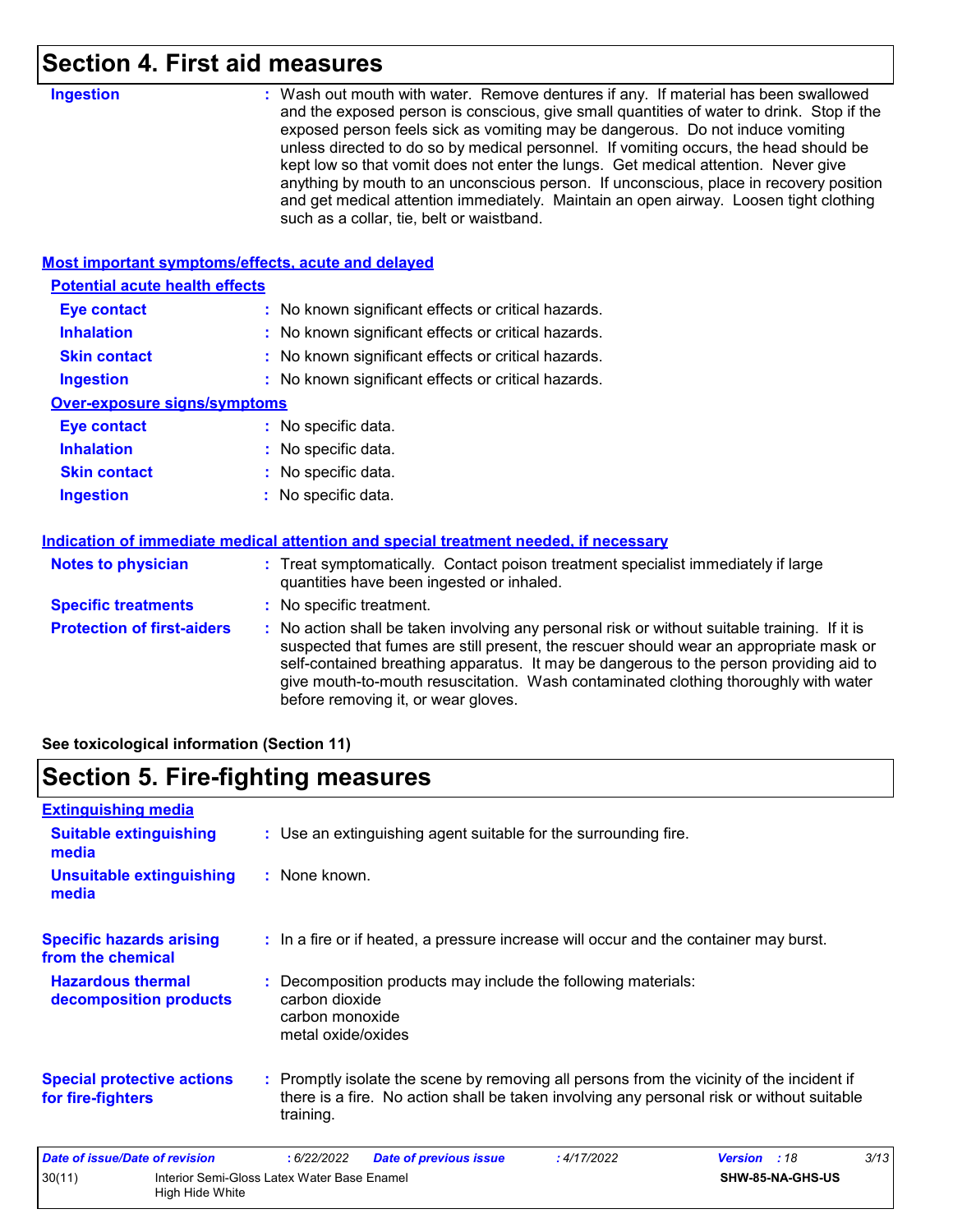# Section 4. First aid measures

**Ingestion** : Wash out mouth with water. Remove dentures if any. If material has been swallowed and the exposed person is conscious, give small quantities of water to drink. Stop if the exposed person feels sick as vomiting may be dangerous. Do not induce vomiting unless directed to do so by medical personnel. If vomiting occurs, the head should be kept low so that vomit does not enter the lungs. Get medical attention. Never give anything by mouth to an unconscious person. If unconscious, place in recovery position and get medical attention immediately. Maintain an open airway. Loosen tight clothing such as a collar, tie, belt or waistband.

## Most important symptoms/effects, acute and delayed

### Potential acute health effects

**Eye contact** : No known significant effects or critical hazards.

**Inhalation** : No known significant effects or critical hazards.

**Skin contact** : No known significant effects or critical hazards.

**Ingestion** : No known significant effects or critical hazards.

### Over-exposure signs/symptoms

**Eye contact** : No specific data.

**Inhalation** : No specific data.

**Skin contact** : No specific data.

**Ingestion** : No specific data.

## Indication of immediate medical attention and special treatment needed, if necessary

**Notes to physician** : Treat symptomatically. Contact poison treatment specialist immediately if large quantities have been ingested or inhaled.

**Specific treatments** : No specific treatment.

**Protection of first-aiders** : No action shall be taken involving any personal risk or without suitable training. If it is suspected that fumes are still present, the rescuer should wear an appropriate mask or self-contained breathing apparatus. It may be dangerous to the person providing aid to give mouth-to-mouth resuscitation. Wash contaminated clothing thoroughly with water before removing it, or wear gloves.

**See toxicological information (Section 11)**

# Section 5. Fire-fighting measures

## Extinguishing media

**Suitable extinguishing media** : Use an extinguishing agent suitable for the surrounding fire.

**Unsuitable extinguishing media** : None known.

**Specific hazards arising from the chemical** : In a fire or if heated, a pressure increase will occur and the container may burst.

**Hazardous thermal decomposition products** : Decomposition products may include the following materials:
carbon dioxide
carbon monoxide
metal oxide/oxides

**Special protective actions for fire-fighters** : Promptly isolate the scene by removing all persons from the vicinity of the incident if there is a fire. No action shall be taken involving any personal risk or without suitable training.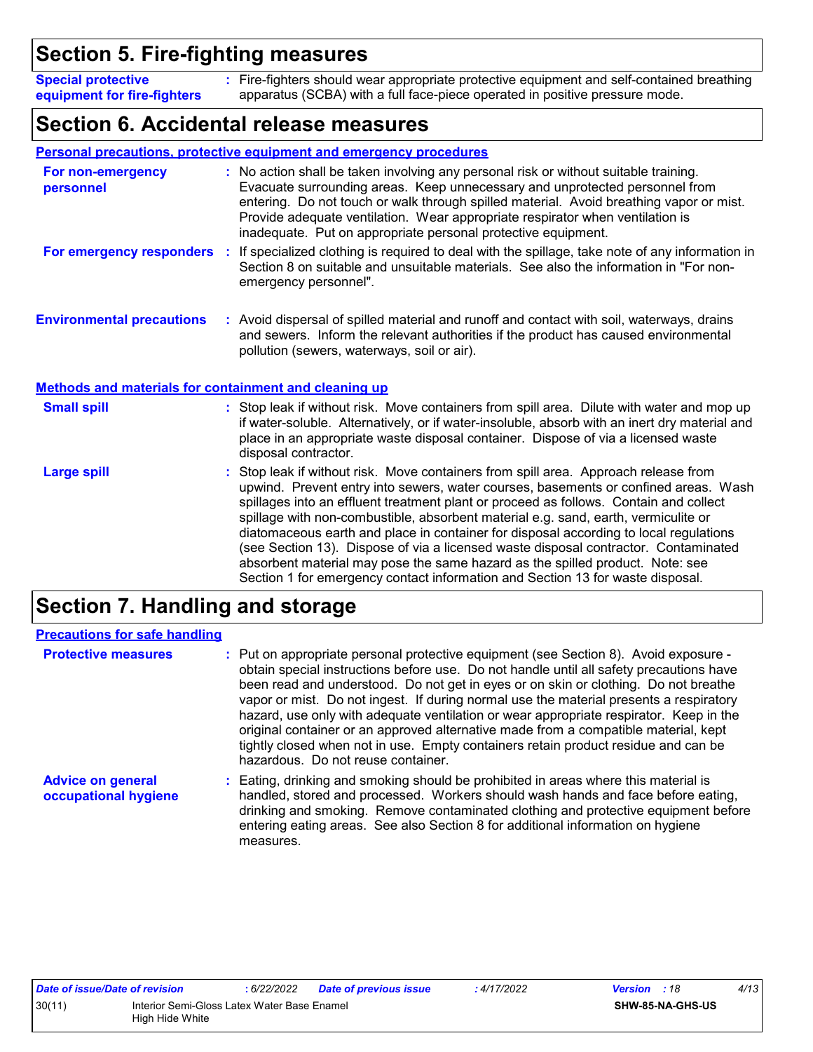## Section 5. Fire-fighting measures

**Special protective equipment for fire-fighters** : Fire-fighters should wear appropriate protective equipment and self-contained breathing apparatus (SCBA) with a full face-piece operated in positive pressure mode.

## Section 6. Accidental release measures

### Personal precautions, protective equipment and emergency procedures

**For non-emergency personnel** : No action shall be taken involving any personal risk or without suitable training. Evacuate surrounding areas. Keep unnecessary and unprotected personnel from entering. Do not touch or walk through spilled material. Avoid breathing vapor or mist. Provide adequate ventilation. Wear appropriate respirator when ventilation is inadequate. Put on appropriate personal protective equipment.

**For emergency responders** : If specialized clothing is required to deal with the spillage, take note of any information in Section 8 on suitable and unsuitable materials. See also the information in "For non-emergency personnel".

**Environmental precautions** : Avoid dispersal of spilled material and runoff and contact with soil, waterways, drains and sewers. Inform the relevant authorities if the product has caused environmental pollution (sewers, waterways, soil or air).

### Methods and materials for containment and cleaning up

**Small spill** : Stop leak if without risk. Move containers from spill area. Dilute with water and mop up if water-soluble. Alternatively, or if water-insoluble, absorb with an inert dry material and place in an appropriate waste disposal container. Dispose of via a licensed waste disposal contractor.

**Large spill** : Stop leak if without risk. Move containers from spill area. Approach release from upwind. Prevent entry into sewers, water courses, basements or confined areas. Wash spillages into an effluent treatment plant or proceed as follows. Contain and collect spillage with non-combustible, absorbent material e.g. sand, earth, vermiculite or diatomaceous earth and place in container for disposal according to local regulations (see Section 13). Dispose of via a licensed waste disposal contractor. Contaminated absorbent material may pose the same hazard as the spilled product. Note: see Section 1 for emergency contact information and Section 13 for waste disposal.

## Section 7. Handling and storage

### Precautions for safe handling

**Protective measures** : Put on appropriate personal protective equipment (see Section 8). Avoid exposure - obtain special instructions before use. Do not handle until all safety precautions have been read and understood. Do not get in eyes or on skin or clothing. Do not breathe vapor or mist. Do not ingest. If during normal use the material presents a respiratory hazard, use only with adequate ventilation or wear appropriate respirator. Keep in the original container or an approved alternative made from a compatible material, kept tightly closed when not in use. Empty containers retain product residue and can be hazardous. Do not reuse container.

**Advice on general occupational hygiene** : Eating, drinking and smoking should be prohibited in areas where this material is handled, stored and processed. Workers should wash hands and face before eating, drinking and smoking. Remove contaminated clothing and protective equipment before entering eating areas. See also Section 8 for additional information on hygiene measures.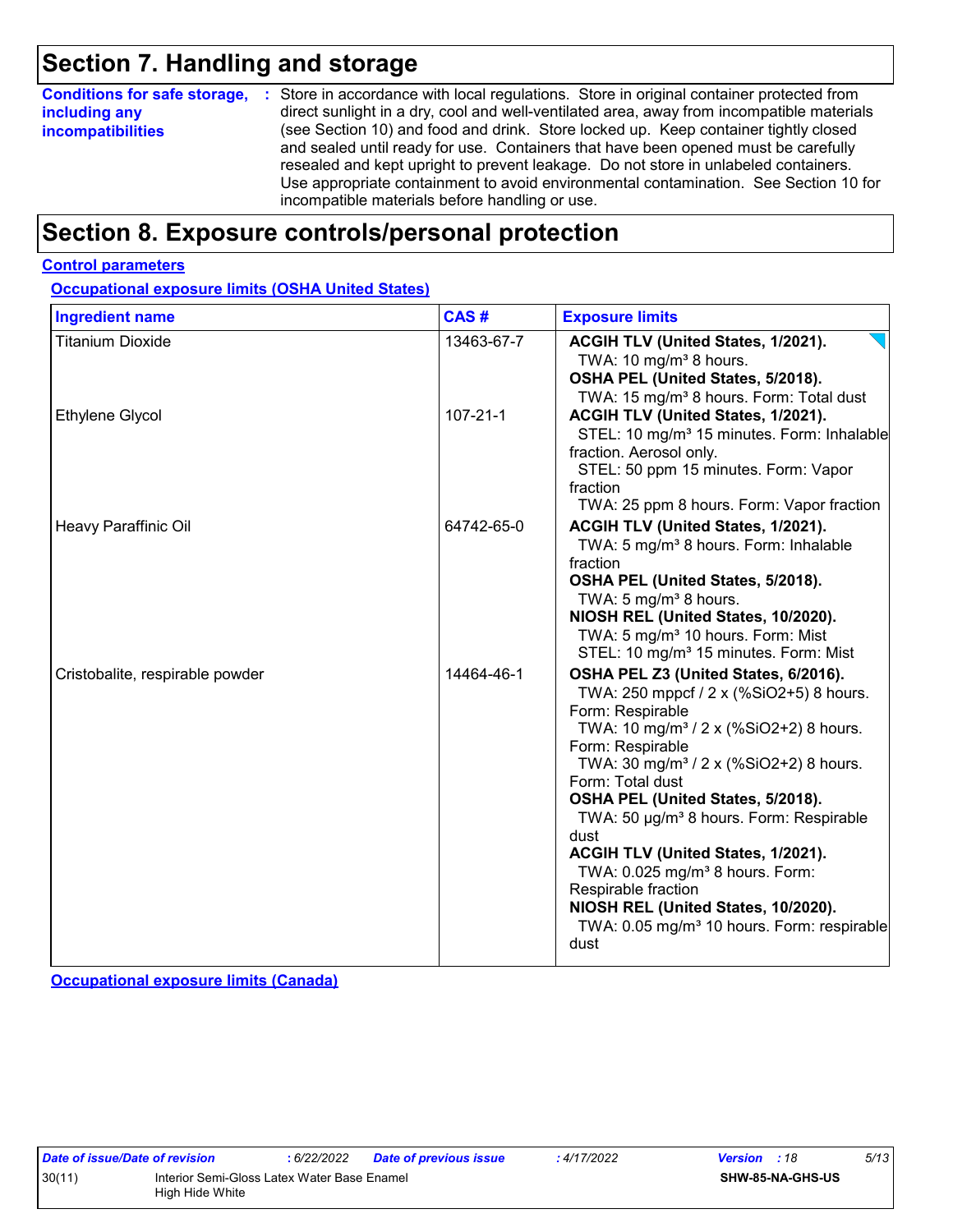# Section 7. Handling and storage

**Conditions for safe storage, including any incompatibilities** : Store in accordance with local regulations. Store in original container protected from direct sunlight in a dry, cool and well-ventilated area, away from incompatible materials (see Section 10) and food and drink. Store locked up. Keep container tightly closed and sealed until ready for use. Containers that have been opened must be carefully resealed and kept upright to prevent leakage. Do not store in unlabeled containers. Use appropriate containment to avoid environmental contamination. See Section 10 for incompatible materials before handling or use.

# Section 8. Exposure controls/personal protection

## Control parameters

### Occupational exposure limits (OSHA United States)

| Ingredient name | CAS # | Exposure limits |
| --- | --- | --- |
| Titanium Dioxide | 13463-67-7 | **ACGIH TLV (United States, 1/2021).**<br>TWA: 10 mg/m³ 8 hours.<br>**OSHA PEL (United States, 5/2018).**<br>TWA: 15 mg/m³ 8 hours. Form: Total dust |
| Ethylene Glycol | 107-21-1 | **ACGIH TLV (United States, 1/2021).**<br>STEL: 10 mg/m³ 15 minutes. Form: Inhalable fraction. Aerosol only.<br>STEL: 50 ppm 15 minutes. Form: Vapor fraction<br>TWA: 25 ppm 8 hours. Form: Vapor fraction |
| Heavy Paraffinic Oil | 64742-65-0 | **ACGIH TLV (United States, 1/2021).**<br>TWA: 5 mg/m³ 8 hours. Form: Inhalable fraction<br>**OSHA PEL (United States, 5/2018).**<br>TWA: 5 mg/m³ 8 hours.<br>**NIOSH REL (United States, 10/2020).**<br>TWA: 5 mg/m³ 10 hours. Form: Mist<br>STEL: 10 mg/m³ 15 minutes. Form: Mist |
| Cristobalite, respirable powder | 14464-46-1 | **OSHA PEL Z3 (United States, 6/2016).**<br>TWA: 250 mppcf / 2 x (%SiO2+5) 8 hours. Form: Respirable<br>TWA: 10 mg/m³ / 2 x (%SiO2+2) 8 hours. Form: Respirable<br>TWA: 30 mg/m³ / 2 x (%SiO2+2) 8 hours. Form: Total dust<br>**OSHA PEL (United States, 5/2018).**<br>TWA: 50 µg/m³ 8 hours. Form: Respirable dust<br>**ACGIH TLV (United States, 1/2021).**<br>TWA: 0.025 mg/m³ 8 hours. Form: Respirable fraction<br>**NIOSH REL (United States, 10/2020).**<br>TWA: 0.05 mg/m³ 10 hours. Form: respirable dust |

### Occupational exposure limits (Canada)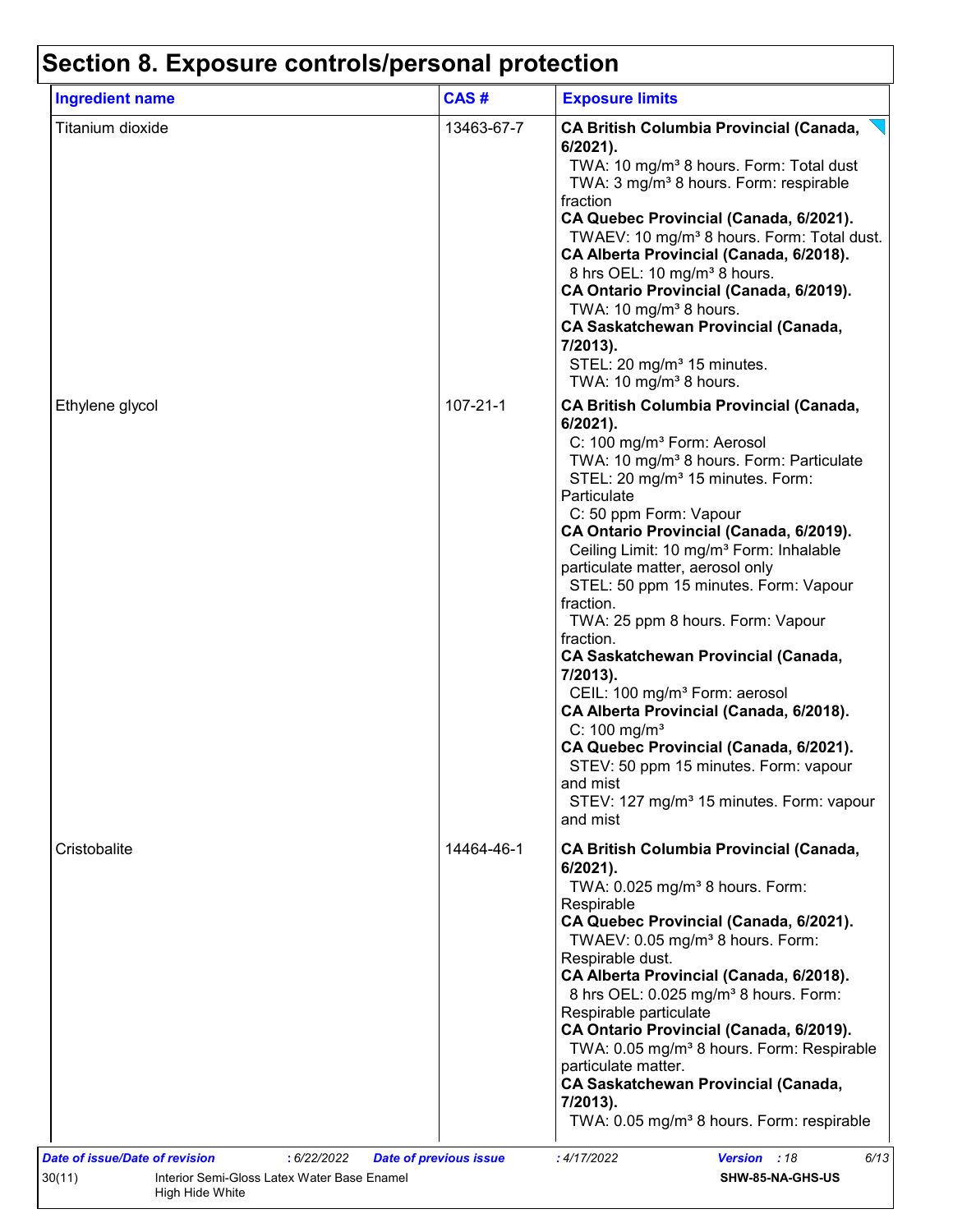# Section 8. Exposure controls/personal protection

| Ingredient name | CAS # | Exposure limits |
|---|---|---|
| Titanium dioxide | 13463-67-7 | **CA British Columbia Provincial (Canada, 6/2021).**<br>TWA: 10 mg/m³ 8 hours. Form: Total dust<br>TWA: 3 mg/m³ 8 hours. Form: respirable fraction<br>**CA Quebec Provincial (Canada, 6/2021).**<br>TWAEV: 10 mg/m³ 8 hours. Form: Total dust.<br>**CA Alberta Provincial (Canada, 6/2018).**<br>8 hrs OEL: 10 mg/m³ 8 hours.<br>**CA Ontario Provincial (Canada, 6/2019).**<br>TWA: 10 mg/m³ 8 hours.<br>**CA Saskatchewan Provincial (Canada, 7/2013).**<br>STEL: 20 mg/m³ 15 minutes.<br>TWA: 10 mg/m³ 8 hours. |
| Ethylene glycol | 107-21-1 | **CA British Columbia Provincial (Canada, 6/2021).**<br>C: 100 mg/m³ Form: Aerosol<br>TWA: 10 mg/m³ 8 hours. Form: Particulate<br>STEL: 20 mg/m³ 15 minutes. Form: Particulate<br>C: 50 ppm Form: Vapour<br>**CA Ontario Provincial (Canada, 6/2019).**<br>Ceiling Limit: 10 mg/m³ Form: Inhalable particulate matter, aerosol only<br>STEL: 50 ppm 15 minutes. Form: Vapour fraction.<br>TWA: 25 ppm 8 hours. Form: Vapour fraction.<br>**CA Saskatchewan Provincial (Canada, 7/2013).**<br>CEIL: 100 mg/m³ Form: aerosol<br>**CA Alberta Provincial (Canada, 6/2018).**<br>C: 100 mg/m³<br>**CA Quebec Provincial (Canada, 6/2021).**<br>STEV: 50 ppm 15 minutes. Form: vapour and mist<br>STEV: 127 mg/m³ 15 minutes. Form: vapour and mist |
| Cristobalite | 14464-46-1 | **CA British Columbia Provincial (Canada, 6/2021).**<br>TWA: 0.025 mg/m³ 8 hours. Form: Respirable<br>**CA Quebec Provincial (Canada, 6/2021).**<br>TWAEV: 0.05 mg/m³ 8 hours. Form: Respirable dust.<br>**CA Alberta Provincial (Canada, 6/2018).**<br>8 hrs OEL: 0.025 mg/m³ 8 hours. Form: Respirable particulate<br>**CA Ontario Provincial (Canada, 6/2019).**<br>TWA: 0.05 mg/m³ 8 hours. Form: Respirable particulate matter.<br>**CA Saskatchewan Provincial (Canada, 7/2013).**<br>TWA: 0.05 mg/m³ 8 hours. Form: respirable |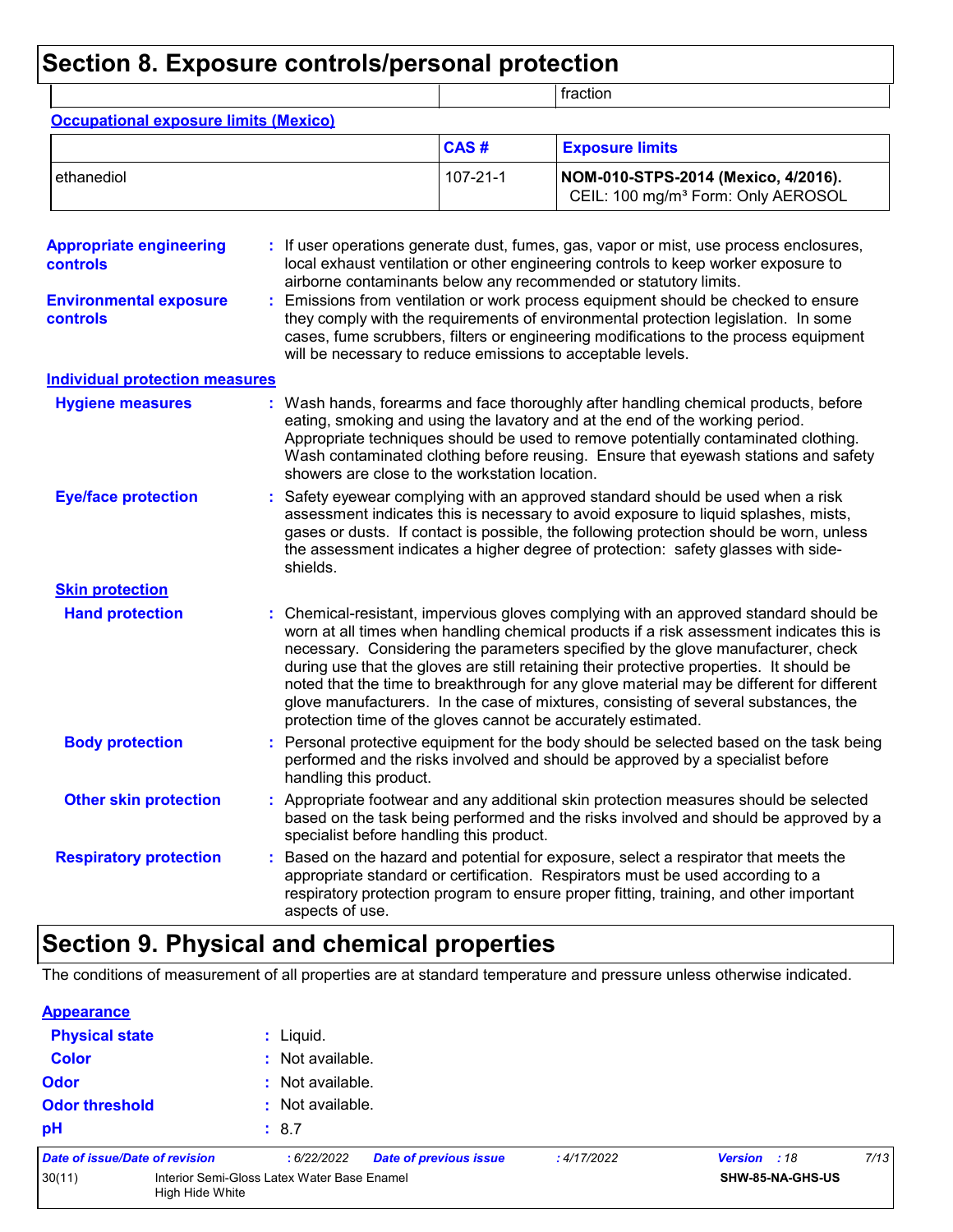## Section 8. Exposure controls/personal protection

| | | fraction |
|---|---|---|

**Occupational exposure limits (Mexico)**

| | CAS # | Exposure limits |
|---|---|---|
| ethanediol | 107-21-1 | **NOM-010-STPS-2014 (Mexico, 4/2016).** CEIL: 100 mg/m³ Form: Only AEROSOL |

**Appropriate engineering controls** : If user operations generate dust, fumes, gas, vapor or mist, use process enclosures, local exhaust ventilation or other engineering controls to keep worker exposure to airborne contaminants below any recommended or statutory limits.

**Environmental exposure controls** : Emissions from ventilation or work process equipment should be checked to ensure they comply with the requirements of environmental protection legislation. In some cases, fume scrubbers, filters or engineering modifications to the process equipment will be necessary to reduce emissions to acceptable levels.

**Individual protection measures**

**Hygiene measures** : Wash hands, forearms and face thoroughly after handling chemical products, before eating, smoking and using the lavatory and at the end of the working period. Appropriate techniques should be used to remove potentially contaminated clothing. Wash contaminated clothing before reusing. Ensure that eyewash stations and safety showers are close to the workstation location.

**Eye/face protection** : Safety eyewear complying with an approved standard should be used when a risk assessment indicates this is necessary to avoid exposure to liquid splashes, mists, gases or dusts. If contact is possible, the following protection should be worn, unless the assessment indicates a higher degree of protection: safety glasses with side-shields.

**Skin protection**

**Hand protection** : Chemical-resistant, impervious gloves complying with an approved standard should be worn at all times when handling chemical products if a risk assessment indicates this is necessary. Considering the parameters specified by the glove manufacturer, check during use that the gloves are still retaining their protective properties. It should be noted that the time to breakthrough for any glove material may be different for different glove manufacturers. In the case of mixtures, consisting of several substances, the protection time of the gloves cannot be accurately estimated.

**Body protection** : Personal protective equipment for the body should be selected based on the task being performed and the risks involved and should be approved by a specialist before handling this product.

**Other skin protection** : Appropriate footwear and any additional skin protection measures should be selected based on the task being performed and the risks involved and should be approved by a specialist before handling this product.

**Respiratory protection** : Based on the hazard and potential for exposure, select a respirator that meets the appropriate standard or certification. Respirators must be used according to a respiratory protection program to ensure proper fitting, training, and other important aspects of use.

## Section 9. Physical and chemical properties

The conditions of measurement of all properties are at standard temperature and pressure unless otherwise indicated.

**Appearance**

**Physical state** : Liquid.

**Color** : Not available.

**Odor** : Not available.

**Odor threshold** : Not available.

**pH** : 8.7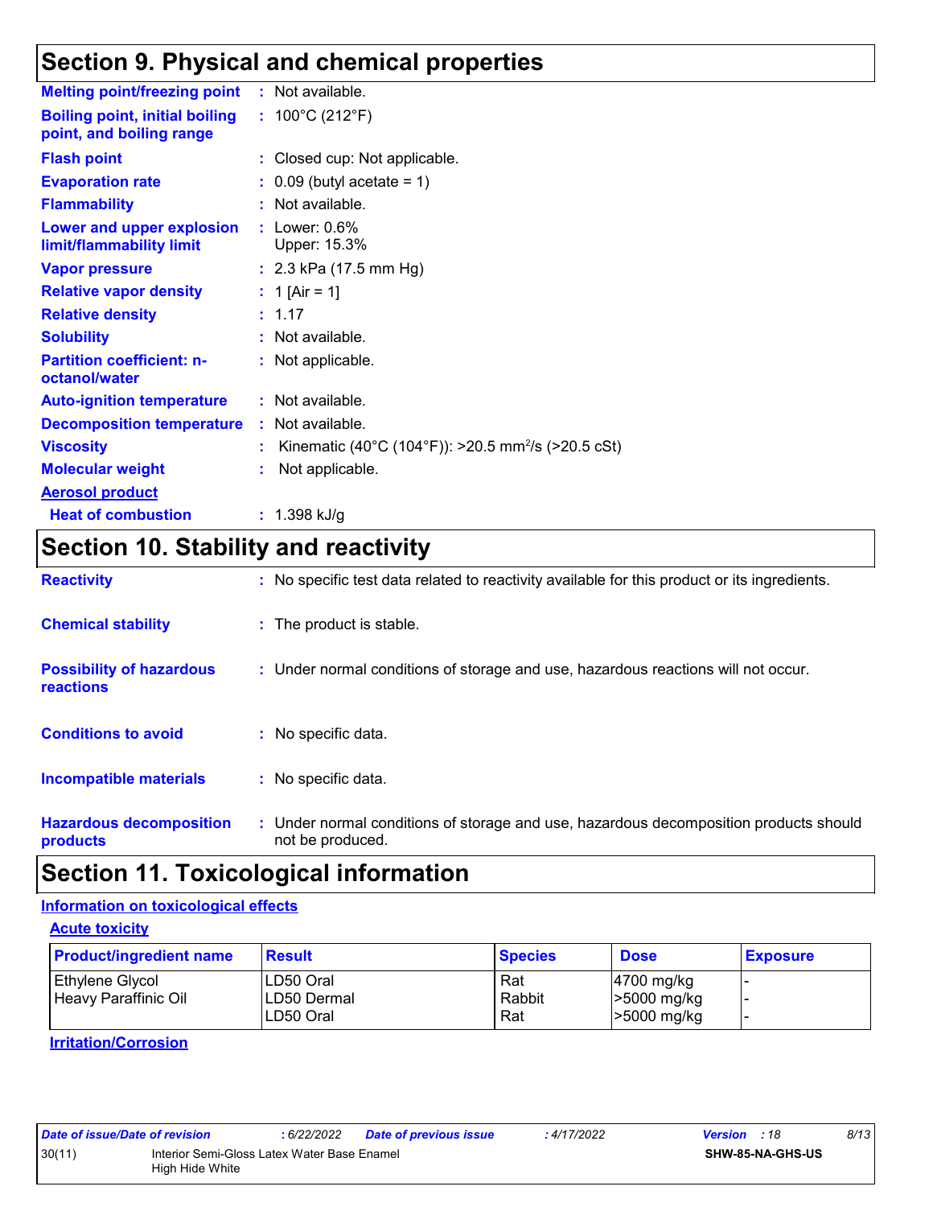## Section 9. Physical and chemical properties

**Melting point/freezing point** : Not available.

**Boiling point, initial boiling point, and boiling range** : 100°C (212°F)

**Flash point** : Closed cup: Not applicable.

**Evaporation rate** : 0.09 (butyl acetate = 1)

**Flammability** : Not available.

**Lower and upper explosion limit/flammability limit** : Lower: 0.6%
Upper: 15.3%

**Vapor pressure** : 2.3 kPa (17.5 mm Hg)

**Relative vapor density** : 1 [Air = 1]

**Relative density** : 1.17

**Solubility** : Not available.

**Partition coefficient: n-octanol/water** : Not applicable.

**Auto-ignition temperature** : Not available.

**Decomposition temperature** : Not available.

**Viscosity** : Kinematic (40°C (104°F)): >20.5 $mm^2/s$ (>20.5 cSt)

**Molecular weight** : Not applicable.

**Aerosol product**

**Heat of combustion** : 1.398 kJ/g

## Section 10. Stability and reactivity

**Reactivity** : No specific test data related to reactivity available for this product or its ingredients.

**Chemical stability** : The product is stable.

**Possibility of hazardous reactions** : Under normal conditions of storage and use, hazardous reactions will not occur.

**Conditions to avoid** : No specific data.

**Incompatible materials** : No specific data.

**Hazardous decomposition products** : Under normal conditions of storage and use, hazardous decomposition products should not be produced.

## Section 11. Toxicological information

### Information on toxicological effects

#### Acute toxicity

| Product/ingredient name | Result | Species | Dose | Exposure |
|---|---|---|---|---|
| Ethylene Glycol | LD50 Oral | Rat | 4700 mg/kg | - |
| Heavy Paraffinic Oil | LD50 Dermal | Rabbit | >5000 mg/kg | - |
| | LD50 Oral | Rat | >5000 mg/kg | - |

#### Irritation/Corrosion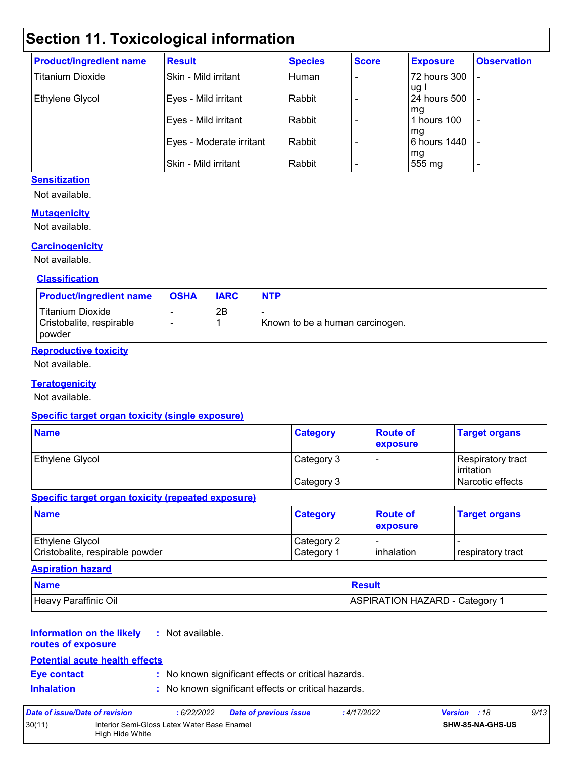# Section 11. Toxicological information

| Product/ingredient name | Result | Species | Score | Exposure | Observation |
| --- | --- | --- | --- | --- | --- |
| Titanium Dioxide | Skin - Mild irritant | Human | - | 72 hours 300 ug I | - |
| Ethylene Glycol | Eyes - Mild irritant | Rabbit | - | 24 hours 500 mg | - |
| | Eyes - Mild irritant | Rabbit | - | 1 hours 100 mg | - |
| | Eyes - Moderate irritant | Rabbit | - | 6 hours 1440 mg | - |
| | Skin - Mild irritant | Rabbit | - | 555 mg | - |

**Sensitization**

Not available.

**Mutagenicity**

Not available.

**Carcinogenicity**

Not available.

**Classification**

| Product/ingredient name | OSHA | IARC | NTP |
| --- | --- | --- | --- |
| Titanium Dioxide | - | 2B | - |
| Cristobalite, respirable powder | - | 1 | Known to be a human carcinogen. |

**Reproductive toxicity**

Not available.

**Teratogenicity**

Not available.

**Specific target organ toxicity (single exposure)**

| Name | Category | Route of exposure | Target organs |
| --- | --- | --- | --- |
| Ethylene Glycol | Category 3 | - | Respiratory tract irritation |
| | Category 3 | | Narcotic effects |

**Specific target organ toxicity (repeated exposure)**

| Name | Category | Route of exposure | Target organs |
| --- | --- | --- | --- |
| Ethylene Glycol | Category 2 | - | - |
| Cristobalite, respirable powder | Category 1 | inhalation | respiratory tract |

**Aspiration hazard**

| Name | Result |
| --- | --- |
| Heavy Paraffinic Oil | ASPIRATION HAZARD - Category 1 |

**Information on the likely routes of exposure** : Not available.

**Potential acute health effects**

**Eye contact** : No known significant effects or critical hazards.

**Inhalation** : No known significant effects or critical hazards.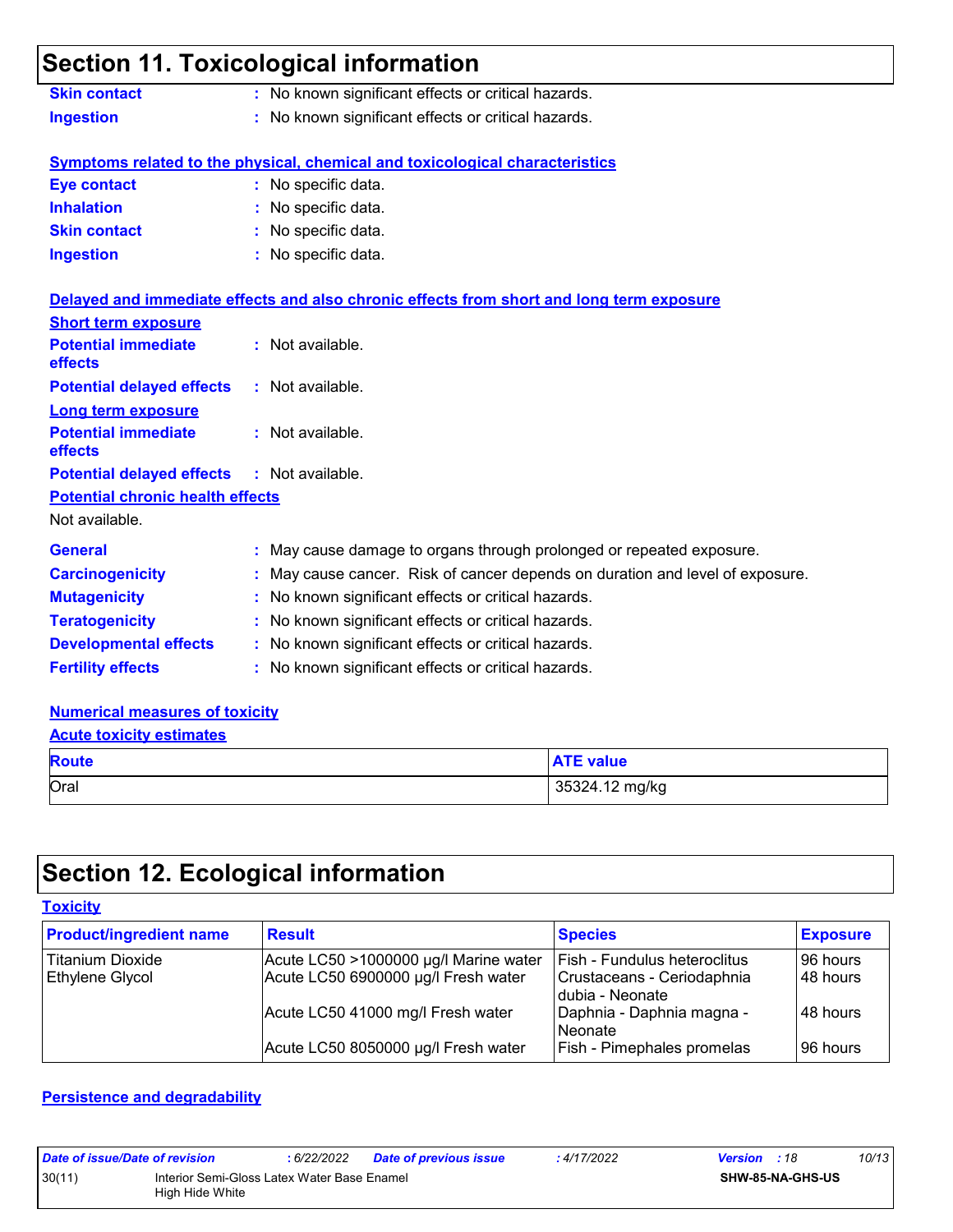## Section 11. Toxicological information

**Skin contact** : No known significant effects or critical hazards.

**Ingestion** : No known significant effects or critical hazards.

**Symptoms related to the physical, chemical and toxicological characteristics**

**Eye contact** : No specific data.

**Inhalation** : No specific data.

**Skin contact** : No specific data.

**Ingestion** : No specific data.

**Delayed and immediate effects and also chronic effects from short and long term exposure**

**Short term exposure**

**Potential immediate effects** : Not available.

**Potential delayed effects** : Not available.

**Long term exposure**

**Potential immediate effects** : Not available.

**Potential delayed effects** : Not available.

**Potential chronic health effects**

Not available.

**General** : May cause damage to organs through prolonged or repeated exposure.

**Carcinogenicity** : May cause cancer. Risk of cancer depends on duration and level of exposure.

**Mutagenicity** : No known significant effects or critical hazards.

**Teratogenicity** : No known significant effects or critical hazards.

**Developmental effects** : No known significant effects or critical hazards.

**Fertility effects** : No known significant effects or critical hazards.

**Numerical measures of toxicity**

**Acute toxicity estimates**

| Route | ATE value |
|---|---|
| Oral | 35324.12 mg/kg |

## Section 12. Ecological information

**Toxicity**

| Product/ingredient name | Result | Species | Exposure |
|---|---|---|---|
| Titanium Dioxide | Acute LC50 >1000000 µg/l Marine water | Fish - Fundulus heteroclitus | 96 hours |
| Ethylene Glycol | Acute LC50 6900000 µg/l Fresh water | Crustaceans - Ceriodaphnia dubia - Neonate | 48 hours |
| | Acute LC50 41000 mg/l Fresh water | Daphnia - Daphnia magna - Neonate | 48 hours |
| | Acute LC50 8050000 µg/l Fresh water | Fish - Pimephales promelas | 96 hours |

**Persistence and degradability**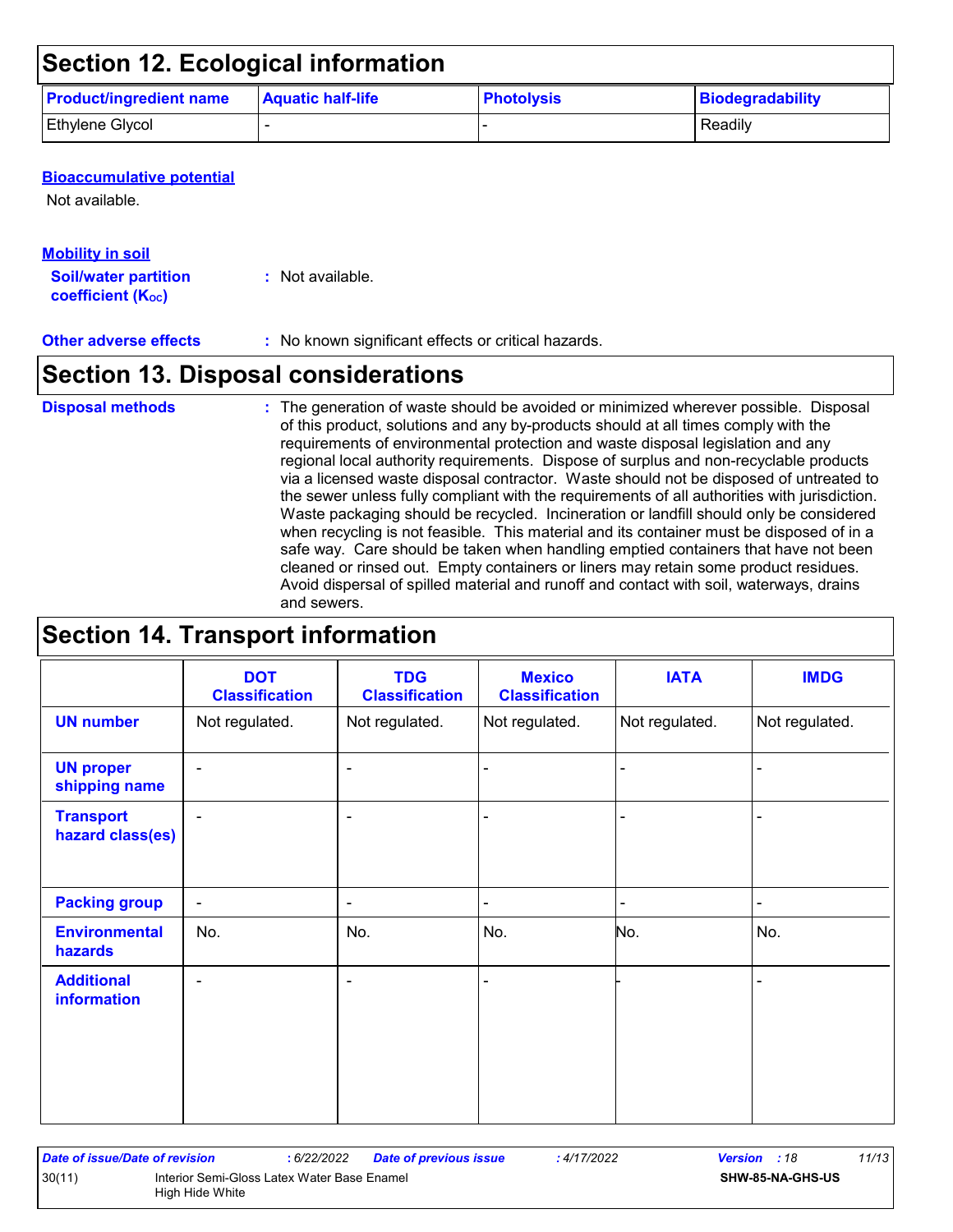## Section 12. Ecological information

| Product/ingredient name | Aquatic half-life | Photolysis | Biodegradability |
|---|---|---|---|
| Ethylene Glycol | - | - | Readily |

**Bioaccumulative potential**

Not available.

**Mobility in soil**

**Soil/water partition coefficient ($K_{OC}$)** : Not available.

**Other adverse effects** : No known significant effects or critical hazards.

## Section 13. Disposal considerations

**Disposal methods** : The generation of waste should be avoided or minimized wherever possible. Disposal of this product, solutions and any by-products should at all times comply with the requirements of environmental protection and waste disposal legislation and any regional local authority requirements. Dispose of surplus and non-recyclable products via a licensed waste disposal contractor. Waste should not be disposed of untreated to the sewer unless fully compliant with the requirements of all authorities with jurisdiction. Waste packaging should be recycled. Incineration or landfill should only be considered when recycling is not feasible. This material and its container must be disposed of in a safe way. Care should be taken when handling emptied containers that have not been cleaned or rinsed out. Empty containers or liners may retain some product residues. Avoid dispersal of spilled material and runoff and contact with soil, waterways, drains and sewers.

## Section 14. Transport information

| | DOT Classification | TDG Classification | Mexico Classification | IATA | IMDG |
|---|---|---|---|---|---|
| UN number | Not regulated. | Not regulated. | Not regulated. | Not regulated. | Not regulated. |
| UN proper shipping name | - | - | - | - | - |
| Transport hazard class(es) | - | - | - | - | - |
| Packing group | - | - | - | - | - |
| Environmental hazards | No. | No. | No. | No. | No. |
| Additional information | - | - | - | - | - |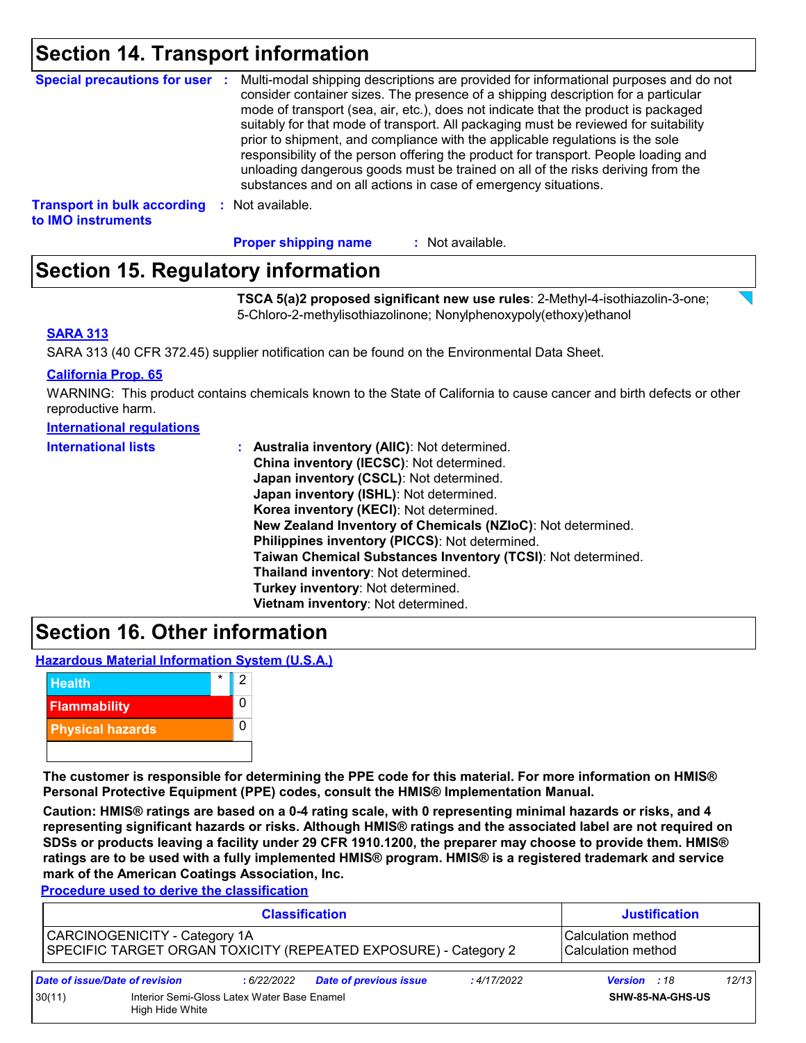## Section 14. Transport information

**Special precautions for user** : Multi-modal shipping descriptions are provided for informational purposes and do not consider container sizes. The presence of a shipping description for a particular mode of transport (sea, air, etc.), does not indicate that the product is packaged suitably for that mode of transport. All packaging must be reviewed for suitability prior to shipment, and compliance with the applicable regulations is the sole responsibility of the person offering the product for transport. People loading and unloading dangerous goods must be trained on all of the risks deriving from the substances and on all actions in case of emergency situations.

**Transport in bulk according to IMO instruments** : Not available.

**Proper shipping name** : Not available.

## Section 15. Regulatory information

**TSCA 5(a)2 proposed significant new use rules**: 2-Methyl-4-isothiazolin-3-one; 5-Chloro-2-methylisothiazolinone; Nonylphenoxypoly(ethoxy)ethanol

**SARA 313**

SARA 313 (40 CFR 372.45) supplier notification can be found on the Environmental Data Sheet.

**California Prop. 65**

WARNING: This product contains chemicals known to the State of California to cause cancer and birth defects or other reproductive harm.

**International regulations**

**International lists** :
**Australia inventory (AIIC)**: Not determined.
**China inventory (IECSC)**: Not determined.
**Japan inventory (CSCL)**: Not determined.
**Japan inventory (ISHL)**: Not determined.
**Korea inventory (KECI)**: Not determined.
**New Zealand Inventory of Chemicals (NZIoC)**: Not determined.
**Philippines inventory (PICCS)**: Not determined.
**Taiwan Chemical Substances Inventory (TCSI)**: Not determined.
**Thailand inventory**: Not determined.
**Turkey inventory**: Not determined.
**Vietnam inventory**: Not determined.

## Section 16. Other information

**Hazardous Material Information System (U.S.A.)**

| | | |
|---|---|---|
| Health | * | 2 |
| Flammability | | 0 |
| Physical hazards | | 0 |

**The customer is responsible for determining the PPE code for this material. For more information on HMIS® Personal Protective Equipment (PPE) codes, consult the HMIS® Implementation Manual.**

**Caution: HMIS® ratings are based on a 0-4 rating scale, with 0 representing minimal hazards or risks, and 4 representing significant hazards or risks. Although HMIS® ratings and the associated label are not required on SDSs or products leaving a facility under 29 CFR 1910.1200, the preparer may choose to provide them. HMIS® ratings are to be used with a fully implemented HMIS® program. HMIS® is a registered trademark and service mark of the American Coatings Association, Inc.**

**Procedure used to derive the classification**

| Classification | Justification |
|---|---|
| CARCINOGENICITY - Category 1A | Calculation method |
| SPECIFIC TARGET ORGAN TOXICITY (REPEATED EXPOSURE) - Category 2 | Calculation method |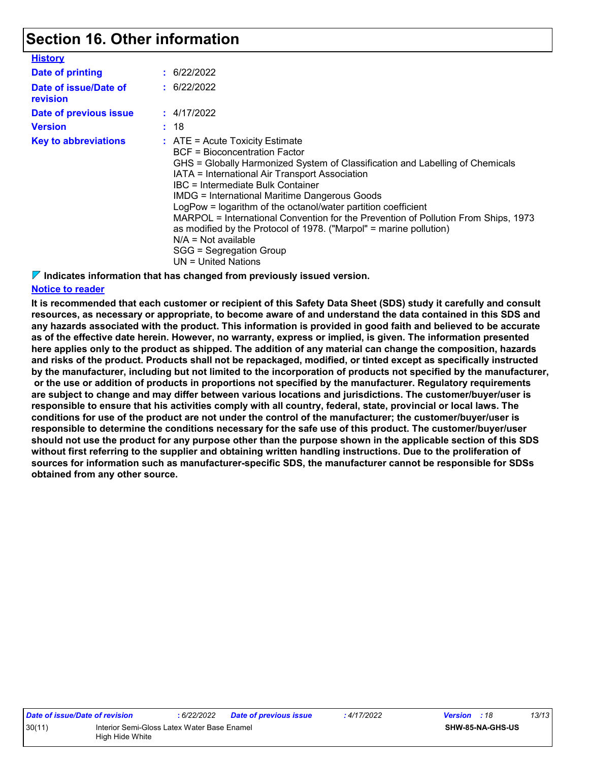# Section 16. Other information

**History**

| | | |
|---|---|---|
| **Date of printing** | : | 6/22/2022 |
| **Date of issue/Date of revision** | : | 6/22/2022 |
| **Date of previous issue** | : | 4/17/2022 |
| **Version** | : | 18 |
| **Key to abbreviations** | : | ATE = Acute Toxicity Estimate<br>BCF = Bioconcentration Factor<br>GHS = Globally Harmonized System of Classification and Labelling of Chemicals<br>IATA = International Air Transport Association<br>IBC = Intermediate Bulk Container<br>IMDG = International Maritime Dangerous Goods<br>LogPow = logarithm of the octanol/water partition coefficient<br>MARPOL = International Convention for the Prevention of Pollution From Ships, 1973 as modified by the Protocol of 1978. ("Marpol" = marine pollution)<br>N/A = Not available<br>SGG = Segregation Group<br>UN = United Nations |

**Indicates information that has changed from previously issued version.**

**Notice to reader**

**It is recommended that each customer or recipient of this Safety Data Sheet (SDS) study it carefully and consult resources, as necessary or appropriate, to become aware of and understand the data contained in this SDS and any hazards associated with the product. This information is provided in good faith and believed to be accurate as of the effective date herein. However, no warranty, express or implied, is given. The information presented here applies only to the product as shipped. The addition of any material can change the composition, hazards and risks of the product. Products shall not be repackaged, modified, or tinted except as specifically instructed by the manufacturer, including but not limited to the incorporation of products not specified by the manufacturer, or the use or addition of products in proportions not specified by the manufacturer. Regulatory requirements are subject to change and may differ between various locations and jurisdictions. The customer/buyer/user is responsible to ensure that his activities comply with all country, federal, state, provincial or local laws. The conditions for use of the product are not under the control of the manufacturer; the customer/buyer/user is responsible to determine the conditions necessary for the safe use of this product. The customer/buyer/user should not use the product for any purpose other than the purpose shown in the applicable section of this SDS without first referring to the supplier and obtaining written handling instructions. Due to the proliferation of sources for information such as manufacturer-specific SDS, the manufacturer cannot be responsible for SDSs obtained from any other source.**